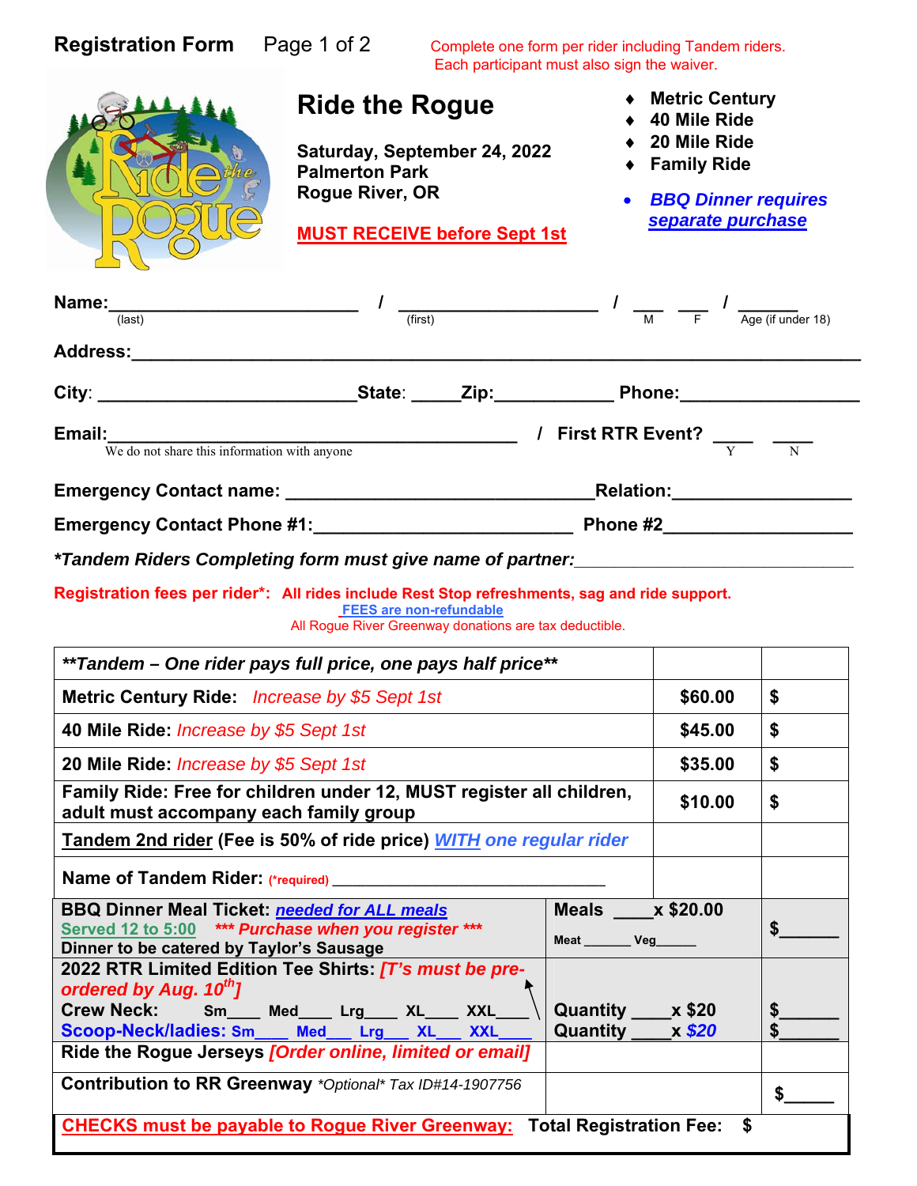**Registration Form** Page 1 of 2

Complete one form per rider including Tandem riders.
Each participant must also sign the waiver.

# Ride the Rogue

**Saturday, September 24, 2022**
**Palmerton Park**
**Rogue River, OR**

**MUST RECEIVE before Sept 1st**

- **Metric Century**
- **40 Mile Ride**
- **20 Mile Ride**
- **Family Ride**

- ***BBQ Dinner requires separate purchase***

**Name:**_________________________ / _____________________ / ___ ___ / ______
(last) (first) M F Age (if under 18)

**Address:**____________________________________________________________

**City**: _________________________**State**: _____**Zip:**____________ **Phone:**_________________

**Email:**________________________________________ / **First RTR Event?** ____ ____
We do not share this information with anyone Y N

**Emergency Contact name:** ______________________________**Relation:**_________________

**Emergency Contact Phone #1:**_________________________ **Phone #2**__________________

***Tandem Riders Completing form must give name of partner:***____________________________

**Registration fees per rider*:** **All rides include Rest Stop refreshments, sag and ride support.**
FEES are non-refundable
All Rogue River Greenway donations are tax deductible.

| ***Tandem – One rider pays full price, one pays half price*** | | |
|---|---|---|
| **Metric Century Ride:** *Increase by $5 Sept 1st* | **$60.00** | **$** |
| **40 Mile Ride:** *Increase by $5 Sept 1st* | **$45.00** | **$** |
| **20 Mile Ride:** *Increase by $5 Sept 1st* | **$35.00** | **$** |
| **Family Ride: Free for children under 12, MUST register all children, adult must accompany each family group** | **$10.00** | **$** |
| **Tandem 2nd rider (Fee is 50% of ride price) *WITH one regular rider*** | | |
| **Name of Tandem Rider:** (*required) ____________________________ | | |
| **BBQ Dinner Meal Ticket: *needed for ALL meals*** **Served 12 to 5:00** ***\*\*\* Purchase when you register \*\*\**** **Dinner to be catered by Taylor's Sausage** | **Meals ____x $20.00** Meat ______ Veg______ | **$______** |
| **2022 RTR Limited Edition Tee Shirts: *[T's must be pre-ordered by Aug. 10th]*** **Crew Neck:** Sm____ Med____ Lrg____ XL____ XXL____ **Scoop-Neck/ladies:** Sm____ Med___ Lrg___ XL___ XXL____ | **Quantity ____x $20** **Quantity ____x $20** | **$______** **$______** |
| **Ride the Rogue Jerseys *[Order online, limited or email]*** | | |
| **Contribution to RR Greenway** *\*Optional\* Tax ID#14-1907756* | | **$______** |

**CHECKS must be payable to Rogue River Greenway:** **Total Registration Fee: $**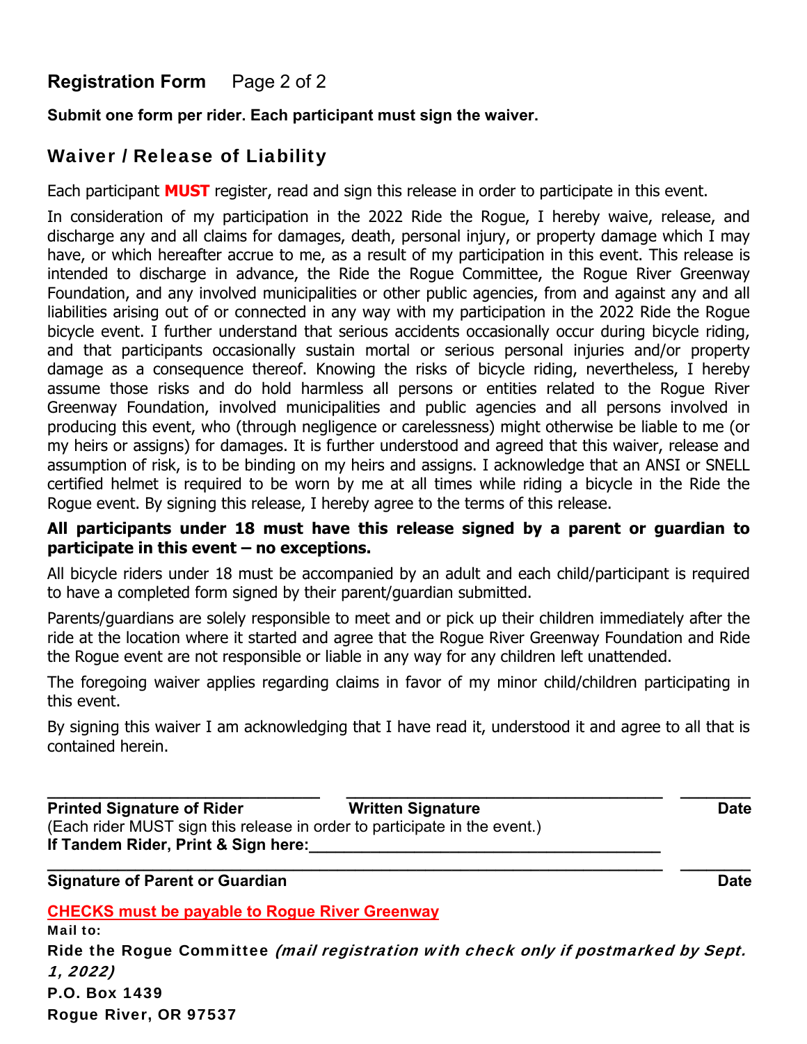**Registration Form** Page 2 of 2

**Submit one form per rider. Each participant must sign the waiver.**

## Waiver / Release of Liability

Each participant **MUST** register, read and sign this release in order to participate in this event.

In consideration of my participation in the 2022 Ride the Rogue, I hereby waive, release, and discharge any and all claims for damages, death, personal injury, or property damage which I may have, or which hereafter accrue to me, as a result of my participation in this event. This release is intended to discharge in advance, the Ride the Rogue Committee, the Rogue River Greenway Foundation, and any involved municipalities or other public agencies, from and against any and all liabilities arising out of or connected in any way with my participation in the 2022 Ride the Rogue bicycle event. I further understand that serious accidents occasionally occur during bicycle riding, and that participants occasionally sustain mortal or serious personal injuries and/or property damage as a consequence thereof. Knowing the risks of bicycle riding, nevertheless, I hereby assume those risks and do hold harmless all persons or entities related to the Rogue River Greenway Foundation, involved municipalities and public agencies and all persons involved in producing this event, who (through negligence or carelessness) might otherwise be liable to me (or my heirs or assigns) for damages. It is further understood and agreed that this waiver, release and assumption of risk, is to be binding on my heirs and assigns. I acknowledge that an ANSI or SNELL certified helmet is required to be worn by me at all times while riding a bicycle in the Ride the Rogue event. By signing this release, I hereby agree to the terms of this release.

**All participants under 18 must have this release signed by a parent or guardian to participate in this event – no exceptions.**

All bicycle riders under 18 must be accompanied by an adult and each child/participant is required to have a completed form signed by their parent/guardian submitted.

Parents/guardians are solely responsible to meet and or pick up their children immediately after the ride at the location where it started and agree that the Rogue River Greenway Foundation and Ride the Rogue event are not responsible or liable in any way for any children left unattended.

The foregoing waiver applies regarding claims in favor of my minor child/children participating in this event.

By signing this waiver I am acknowledging that I have read it, understood it and agree to all that is contained herein.

\_\_\_\_\_\_\_\_\_\_\_\_\_\_\_\_\_\_\_\_\_\_\_\_\_\_\_\_\_\_ \_\_\_\_\_\_\_\_\_\_\_\_\_\_\_\_\_\_\_\_\_\_\_\_\_\_\_\_\_\_\_\_\_\_\_ \_\_\_\_\_\_\_\_

**Printed Signature of Rider** **Written Signature** **Date**

(Each rider MUST sign this release in order to participate in the event.)

**If Tandem Rider, Print & Sign here:**\_\_\_\_\_\_\_\_\_\_\_\_\_\_\_\_\_\_\_\_\_\_\_\_\_\_\_\_\_\_\_\_\_\_\_\_\_\_\_

\_\_\_\_\_\_\_\_\_\_\_\_\_\_\_\_\_\_\_\_\_\_\_\_\_\_\_\_\_\_\_\_\_\_\_\_\_\_\_\_\_\_\_\_\_\_\_\_\_\_\_\_\_\_\_\_\_\_\_\_\_\_\_\_\_\_\_\_\_\_ \_\_\_\_\_\_\_\_

**Signature of Parent or Guardian** **Date**

**CHECKS must be payable to Rogue River Greenway**

**Mail to:**

**Ride the Rogue Committee** ***(mail registration with check only if postmarked by Sept. 1, 2022)***

**P.O. Box 1439**

**Rogue River, OR 97537**